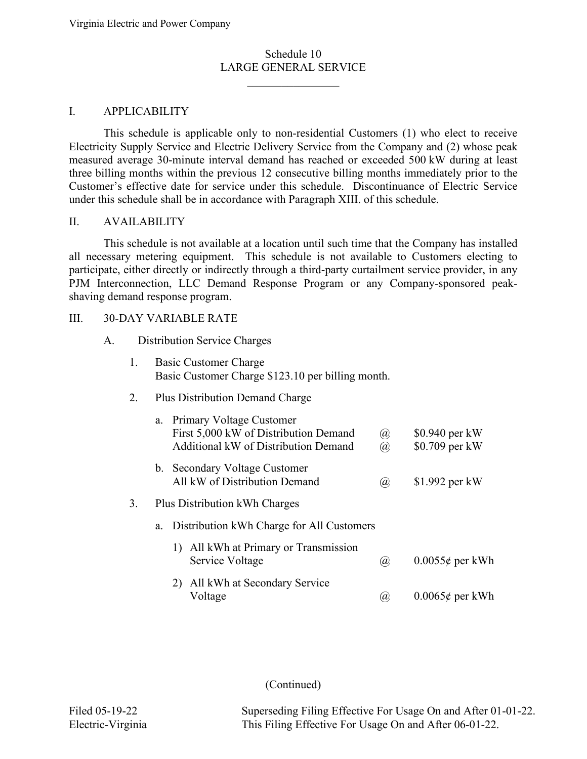# Schedule 10
# LARGE GENERAL SERVICE

## I. APPLICABILITY

This schedule is applicable only to non-residential Customers (1) who elect to receive Electricity Supply Service and Electric Delivery Service from the Company and (2) whose peak measured average 30-minute interval demand has reached or exceeded 500 kW during at least three billing months within the previous 12 consecutive billing months immediately prior to the Customer's effective date for service under this schedule. Discontinuance of Electric Service under this schedule shall be in accordance with Paragraph XIII. of this schedule.

## II. AVAILABILITY

This schedule is not available at a location until such time that the Company has installed all necessary metering equipment. This schedule is not available to Customers electing to participate, either directly or indirectly through a third-party curtailment service provider, in any PJM Interconnection, LLC Demand Response Program or any Company-sponsored peak-shaving demand response program.

## III. 30-DAY VARIABLE RATE

### A. Distribution Service Charges

1. Basic Customer Charge
   Basic Customer Charge $123.10 per billing month.

2. Plus Distribution Demand Charge

   a. Primary Voltage Customer

   | | | |
   |---|---|---|
   | First 5,000 kW of Distribution Demand | @ | $0.940 per kW |
   | Additional kW of Distribution Demand | @ | $0.709 per kW |

   b. Secondary Voltage Customer

   | | | |
   |---|---|---|
   | All kW of Distribution Demand | @ | $1.992 per kW |

3. Plus Distribution kWh Charges

   a. Distribution kWh Charge for All Customers

   | | | |
   |---|---|---|
   | 1) All kWh at Primary or Transmission Service Voltage | @ | 0.0055¢ per kWh |
   | 2) All kWh at Secondary Service Voltage | @ | 0.0065¢ per kWh |

(Continued)

Filed 05-19-22
Electric-Virginia

Superseding Filing Effective For Usage On and After 01-01-22.
This Filing Effective For Usage On and After 06-01-22.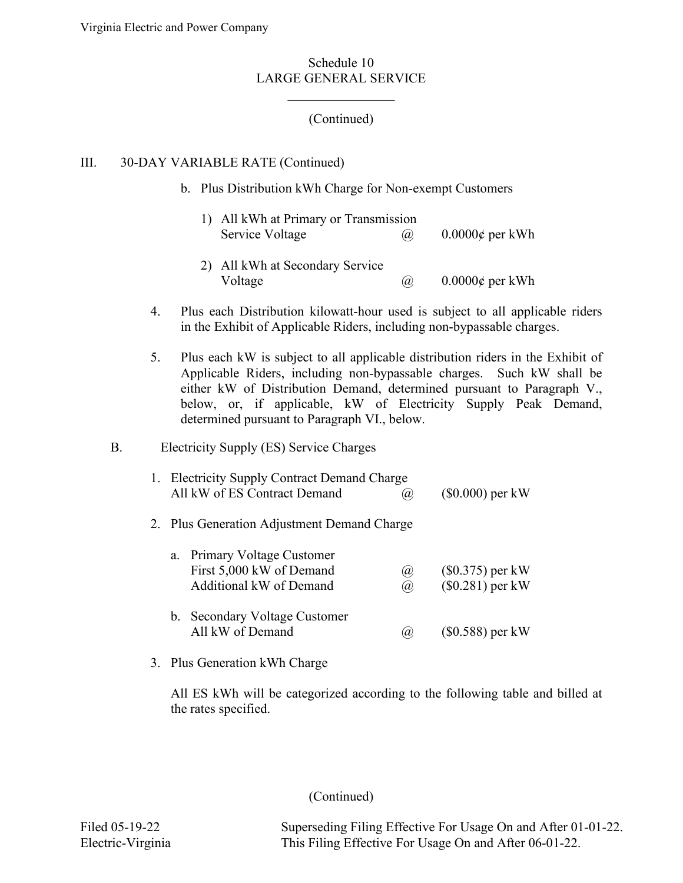Schedule 10
LARGE GENERAL SERVICE

(Continued)

III. 30-DAY VARIABLE RATE (Continued)

b. Plus Distribution kWh Charge for Non-exempt Customers

1) All kWh at Primary or Transmission Service Voltage @ 0.0000¢ per kWh

2) All kWh at Secondary Service Voltage @ 0.0000¢ per kWh

4. Plus each Distribution kilowatt-hour used is subject to all applicable riders in the Exhibit of Applicable Riders, including non-bypassable charges.

5. Plus each kW is subject to all applicable distribution riders in the Exhibit of Applicable Riders, including non-bypassable charges. Such kW shall be either kW of Distribution Demand, determined pursuant to Paragraph V., below, or, if applicable, kW of Electricity Supply Peak Demand, determined pursuant to Paragraph VI., below.

B. Electricity Supply (ES) Service Charges

1. Electricity Supply Contract Demand Charge
   All kW of ES Contract Demand @ ($0.000) per kW

2. Plus Generation Adjustment Demand Charge

   a. Primary Voltage Customer
      First 5,000 kW of Demand @ ($0.375) per kW
      Additional kW of Demand @ ($0.281) per kW

   b. Secondary Voltage Customer
      All kW of Demand @ ($0.588) per kW

3. Plus Generation kWh Charge

   All ES kWh will be categorized according to the following table and billed at the rates specified.

(Continued)

Filed 05-19-22
Electric-Virginia

Superseding Filing Effective For Usage On and After 01-01-22.
This Filing Effective For Usage On and After 06-01-22.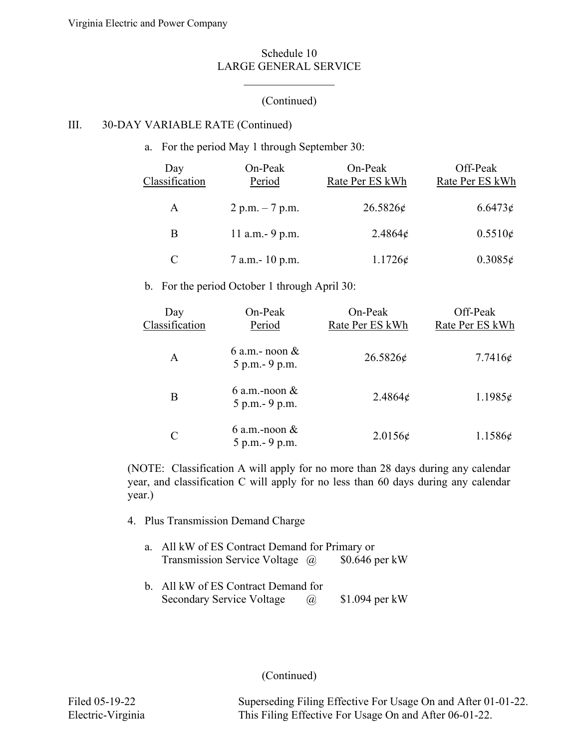Schedule 10
LARGE GENERAL SERVICE

(Continued)

III. 30-DAY VARIABLE RATE (Continued)

a. For the period May 1 through September 30:

| Day Classification | On-Peak Period | On-Peak Rate Per ES kWh | Off-Peak Rate Per ES kWh |
|---|---|---|---|
| A | 2 p.m. – 7 p.m. | 26.5826¢ | 6.6473¢ |
| B | 11 a.m.- 9 p.m. | 2.4864¢ | 0.5510¢ |
| C | 7 a.m.- 10 p.m. | 1.1726¢ | 0.3085¢ |

b. For the period October 1 through April 30:

| Day Classification | On-Peak Period | On-Peak Rate Per ES kWh | Off-Peak Rate Per ES kWh |
|---|---|---|---|
| A | 6 a.m.- noon & 5 p.m.- 9 p.m. | 26.5826¢ | 7.7416¢ |
| B | 6 a.m.-noon & 5 p.m.- 9 p.m. | 2.4864¢ | 1.1985¢ |
| C | 6 a.m.-noon & 5 p.m.- 9 p.m. | 2.0156¢ | 1.1586¢ |

(NOTE: Classification A will apply for no more than 28 days during any calendar year, and classification C will apply for no less than 60 days during any calendar year.)

4. Plus Transmission Demand Charge

a. All kW of ES Contract Demand for Primary or Transmission Service Voltage @ $0.646 per kW

b. All kW of ES Contract Demand for Secondary Service Voltage @ $1.094 per kW

(Continued)

Filed 05-19-22
Electric-Virginia

Superseding Filing Effective For Usage On and After 01-01-22.
This Filing Effective For Usage On and After 06-01-22.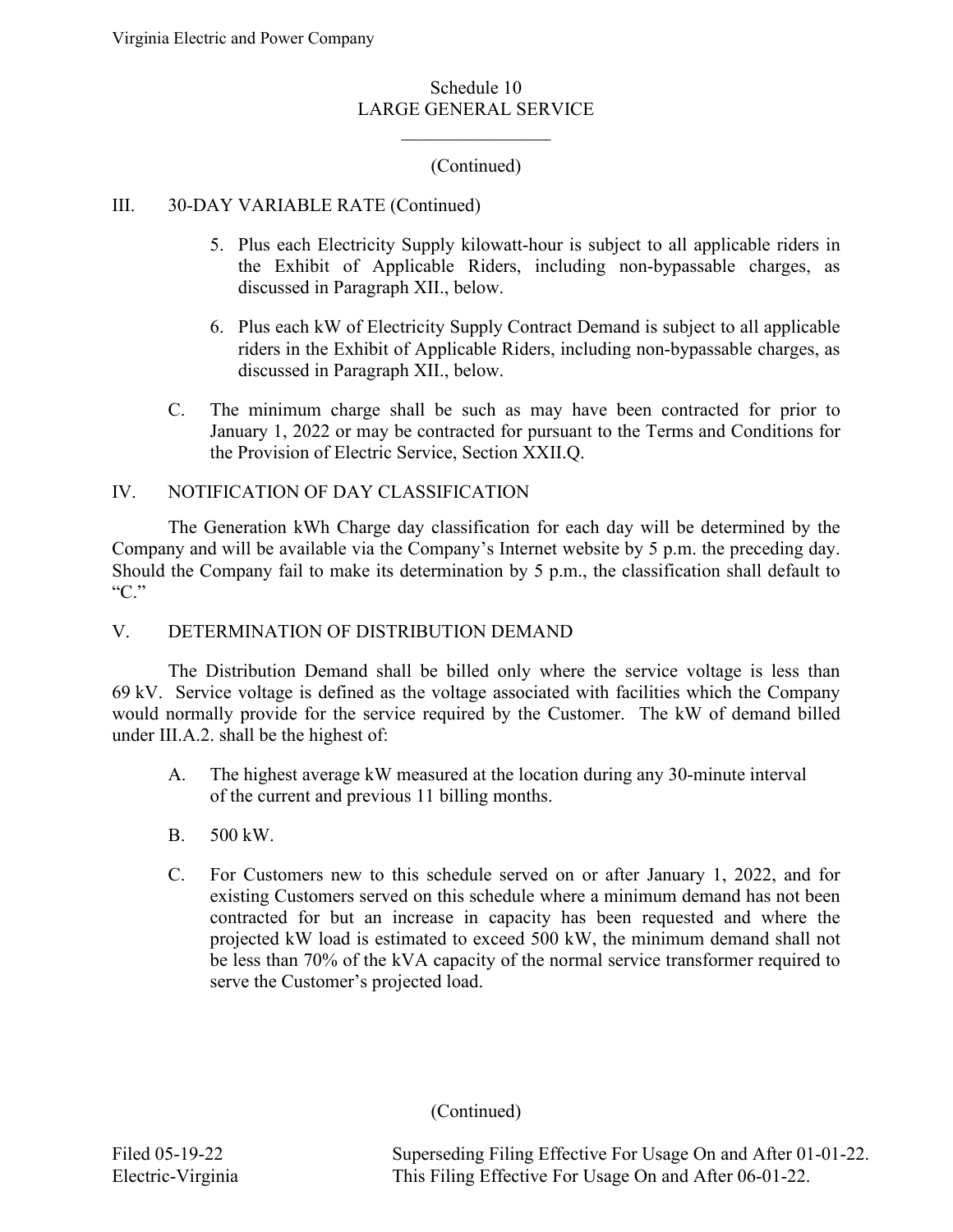Schedule 10
LARGE GENERAL SERVICE

(Continued)

III. 30-DAY VARIABLE RATE (Continued)

5. Plus each Electricity Supply kilowatt-hour is subject to all applicable riders in the Exhibit of Applicable Riders, including non-bypassable charges, as discussed in Paragraph XII., below.

6. Plus each kW of Electricity Supply Contract Demand is subject to all applicable riders in the Exhibit of Applicable Riders, including non-bypassable charges, as discussed in Paragraph XII., below.

C. The minimum charge shall be such as may have been contracted for prior to January 1, 2022 or may be contracted for pursuant to the Terms and Conditions for the Provision of Electric Service, Section XXII.Q.

IV. NOTIFICATION OF DAY CLASSIFICATION

The Generation kWh Charge day classification for each day will be determined by the Company and will be available via the Company's Internet website by 5 p.m. the preceding day. Should the Company fail to make its determination by 5 p.m., the classification shall default to "C."

V. DETERMINATION OF DISTRIBUTION DEMAND

The Distribution Demand shall be billed only where the service voltage is less than 69 kV. Service voltage is defined as the voltage associated with facilities which the Company would normally provide for the service required by the Customer. The kW of demand billed under III.A.2. shall be the highest of:

A. The highest average kW measured at the location during any 30-minute interval of the current and previous 11 billing months.

B. 500 kW.

C. For Customers new to this schedule served on or after January 1, 2022, and for existing Customers served on this schedule where a minimum demand has not been contracted for but an increase in capacity has been requested and where the projected kW load is estimated to exceed 500 kW, the minimum demand shall not be less than 70% of the kVA capacity of the normal service transformer required to serve the Customer's projected load.

(Continued)

Filed 05-19-22
Electric-Virginia

Superseding Filing Effective For Usage On and After 01-01-22.
This Filing Effective For Usage On and After 06-01-22.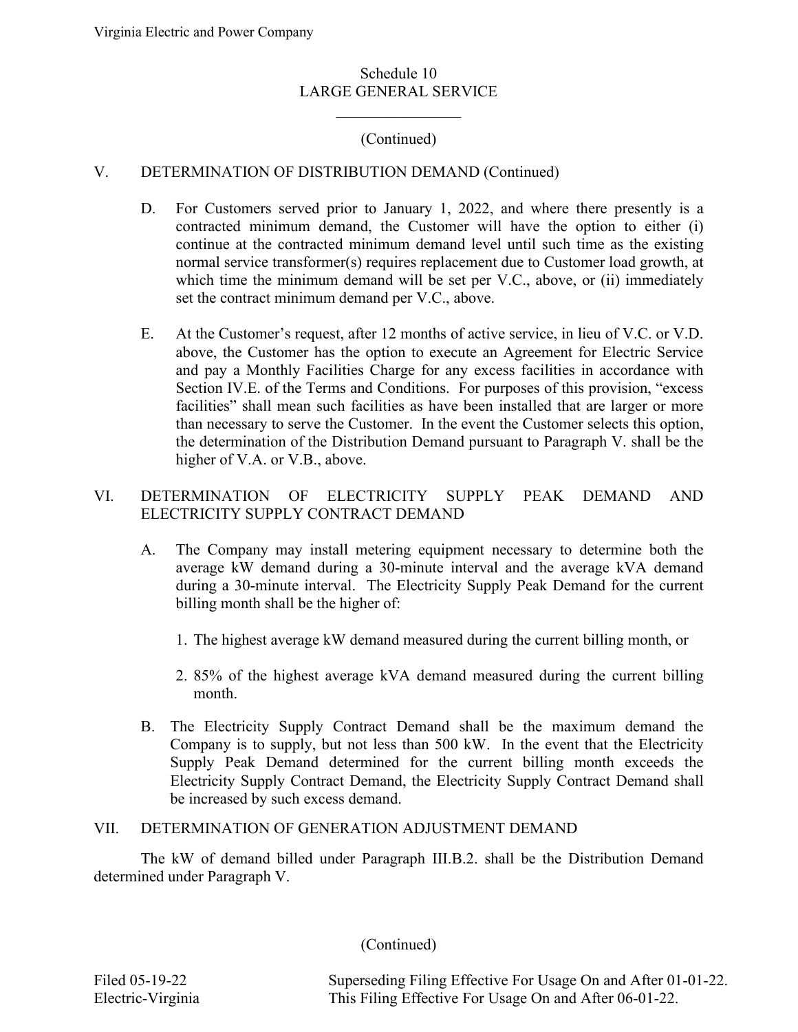# Schedule 10
## LARGE GENERAL SERVICE

(Continued)

## V. DETERMINATION OF DISTRIBUTION DEMAND (Continued)

D. For Customers served prior to January 1, 2022, and where there presently is a contracted minimum demand, the Customer will have the option to either (i) continue at the contracted minimum demand level until such time as the existing normal service transformer(s) requires replacement due to Customer load growth, at which time the minimum demand will be set per V.C., above, or (ii) immediately set the contract minimum demand per V.C., above.

E. At the Customer's request, after 12 months of active service, in lieu of V.C. or V.D. above, the Customer has the option to execute an Agreement for Electric Service and pay a Monthly Facilities Charge for any excess facilities in accordance with Section IV.E. of the Terms and Conditions. For purposes of this provision, "excess facilities" shall mean such facilities as have been installed that are larger or more than necessary to serve the Customer. In the event the Customer selects this option, the determination of the Distribution Demand pursuant to Paragraph V. shall be the higher of V.A. or V.B., above.

## VI. DETERMINATION OF ELECTRICITY SUPPLY PEAK DEMAND AND ELECTRICITY SUPPLY CONTRACT DEMAND

A. The Company may install metering equipment necessary to determine both the average kW demand during a 30-minute interval and the average kVA demand during a 30-minute interval. The Electricity Supply Peak Demand for the current billing month shall be the higher of:

1. The highest average kW demand measured during the current billing month, or

2. 85% of the highest average kVA demand measured during the current billing month.

B. The Electricity Supply Contract Demand shall be the maximum demand the Company is to supply, but not less than 500 kW. In the event that the Electricity Supply Peak Demand determined for the current billing month exceeds the Electricity Supply Contract Demand, the Electricity Supply Contract Demand shall be increased by such excess demand.

## VII. DETERMINATION OF GENERATION ADJUSTMENT DEMAND

The kW of demand billed under Paragraph III.B.2. shall be the Distribution Demand determined under Paragraph V.

(Continued)

Filed 05-19-22
Electric-Virginia

Superseding Filing Effective For Usage On and After 01-01-22.
This Filing Effective For Usage On and After 06-01-22.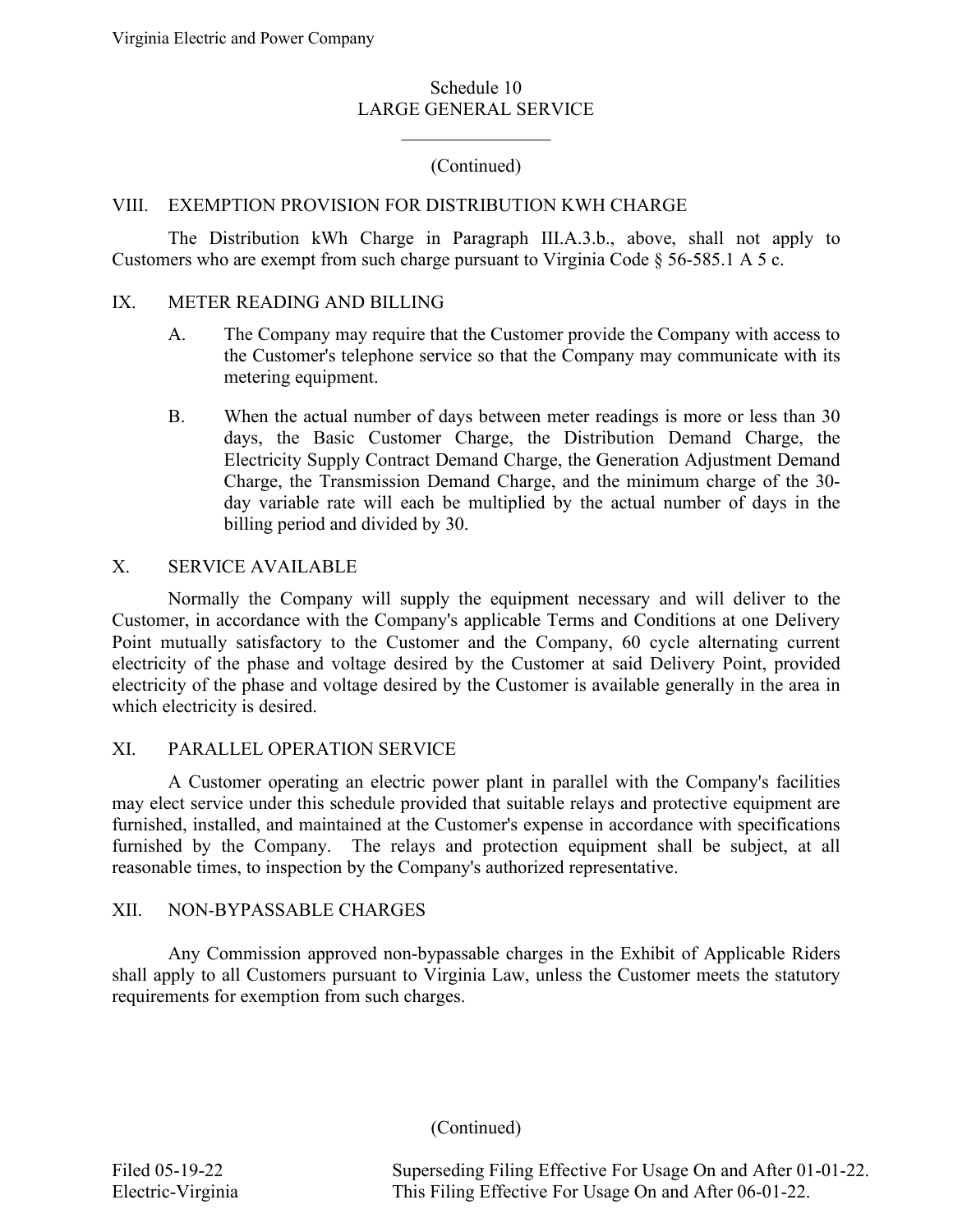Schedule 10
LARGE GENERAL SERVICE

(Continued)

## VIII. EXEMPTION PROVISION FOR DISTRIBUTION KWH CHARGE

The Distribution kWh Charge in Paragraph III.A.3.b., above, shall not apply to Customers who are exempt from such charge pursuant to Virginia Code § 56-585.1 A 5 c.

## IX. METER READING AND BILLING

A. The Company may require that the Customer provide the Company with access to the Customer's telephone service so that the Company may communicate with its metering equipment.

B. When the actual number of days between meter readings is more or less than 30 days, the Basic Customer Charge, the Distribution Demand Charge, the Electricity Supply Contract Demand Charge, the Generation Adjustment Demand Charge, the Transmission Demand Charge, and the minimum charge of the 30-day variable rate will each be multiplied by the actual number of days in the billing period and divided by 30.

## X. SERVICE AVAILABLE

Normally the Company will supply the equipment necessary and will deliver to the Customer, in accordance with the Company's applicable Terms and Conditions at one Delivery Point mutually satisfactory to the Customer and the Company, 60 cycle alternating current electricity of the phase and voltage desired by the Customer at said Delivery Point, provided electricity of the phase and voltage desired by the Customer is available generally in the area in which electricity is desired.

## XI. PARALLEL OPERATION SERVICE

A Customer operating an electric power plant in parallel with the Company's facilities may elect service under this schedule provided that suitable relays and protective equipment are furnished, installed, and maintained at the Customer's expense in accordance with specifications furnished by the Company. The relays and protection equipment shall be subject, at all reasonable times, to inspection by the Company's authorized representative.

## XII. NON-BYPASSABLE CHARGES

Any Commission approved non-bypassable charges in the Exhibit of Applicable Riders shall apply to all Customers pursuant to Virginia Law, unless the Customer meets the statutory requirements for exemption from such charges.

(Continued)

Filed 05-19-22
Electric-Virginia

Superseding Filing Effective For Usage On and After 01-01-22.
This Filing Effective For Usage On and After 06-01-22.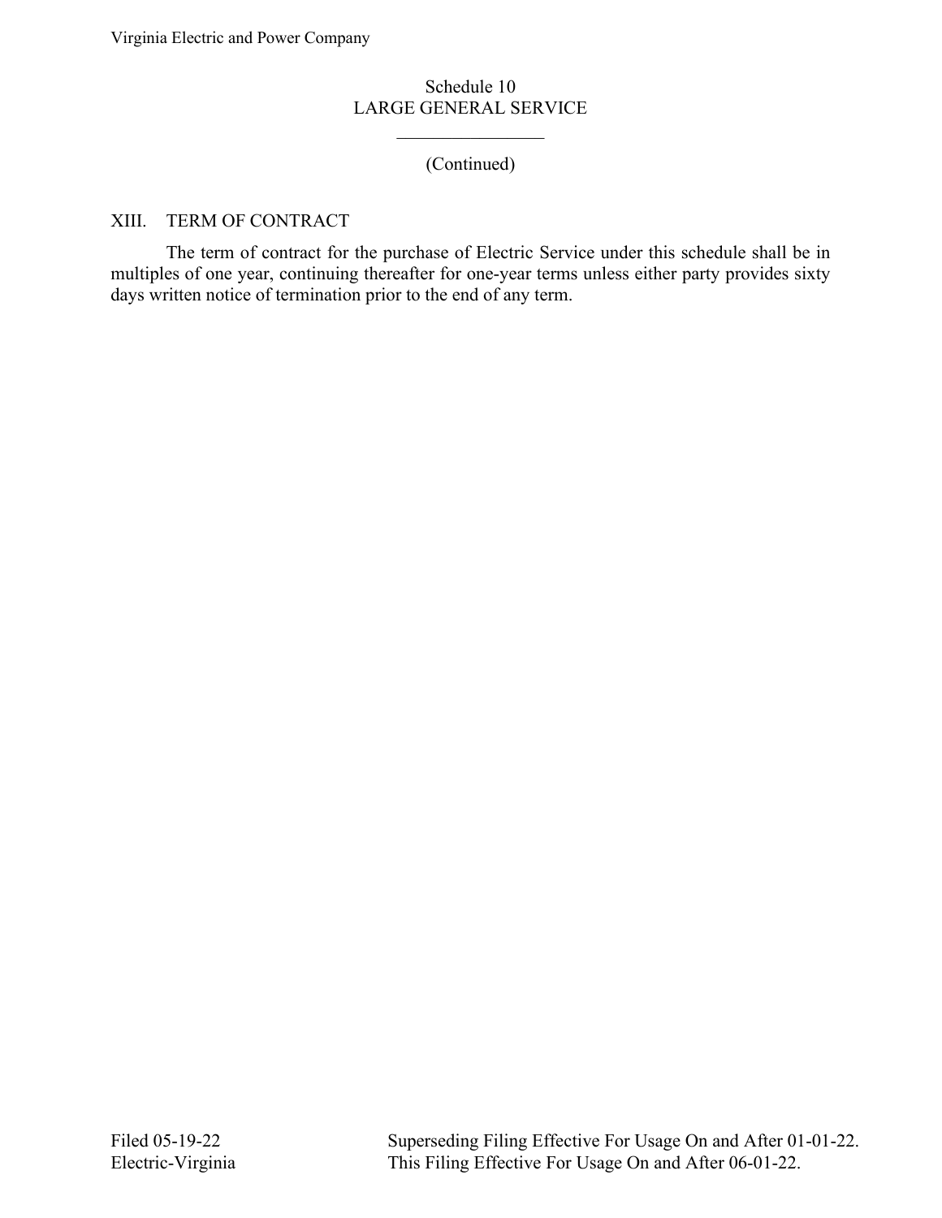Schedule 10
LARGE GENERAL SERVICE

(Continued)

## XIII. TERM OF CONTRACT

The term of contract for the purchase of Electric Service under this schedule shall be in multiples of one year, continuing thereafter for one-year terms unless either party provides sixty days written notice of termination prior to the end of any term.

Filed 05-19-22
Electric-Virginia

Superseding Filing Effective For Usage On and After 01-01-22.
This Filing Effective For Usage On and After 06-01-22.